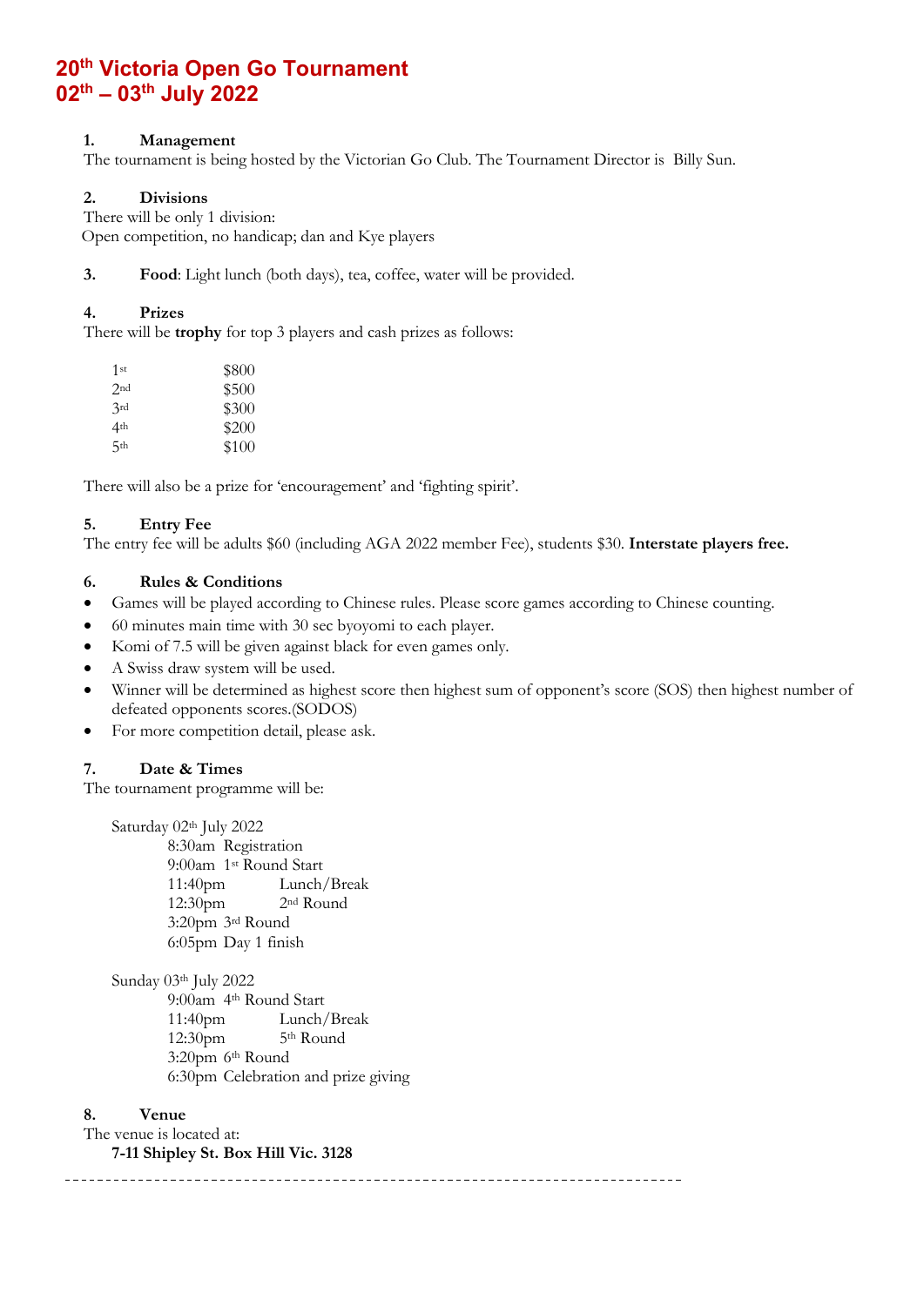# 20th Victoria Open Go Tournament
# 02th – 03th July 2022

### 1. Management

The tournament is being hosted by the Victorian Go Club. The Tournament Director is Billy Sun.

### 2. Divisions

There will be only 1 division:
Open competition, no handicap; dan and Kye players

### 3. **Food**: Light lunch (both days), tea, coffee, water will be provided.

### 4. Prizes

There will be **trophy** for top 3 players and cash prizes as follows:

| | |
|---|---|
| 1st | $800 |
| 2nd | $500 |
| 3rd | $300 |
| 4th | $200 |
| 5th | $100 |

There will also be a prize for 'encouragement' and 'fighting spirit'.

### 5. Entry Fee

The entry fee will be adults $60 (including AGA 2022 member Fee), students $30. **Interstate players free.**

### 6. Rules & Conditions

- Games will be played according to Chinese rules. Please score games according to Chinese counting.
- 60 minutes main time with 30 sec byoyomi to each player.
- Komi of 7.5 will be given against black for even games only.
- A Swiss draw system will be used.
- Winner will be determined as highest score then highest sum of opponent's score (SOS) then highest number of defeated opponents scores.(SODOS)
- For more competition detail, please ask.

### 7. Date & Times

The tournament programme will be:

Saturday 02th July 2022

- 8:30am Registration
- 9:00am 1st Round Start
- 11:40pm Lunch/Break
- 12:30pm 2nd Round
- 3:20pm 3rd Round
- 6:05pm Day 1 finish

Sunday 03th July 2022

- 9:00am 4th Round Start
- 11:40pm Lunch/Break
- 12:30pm 5th Round
- 3:20pm 6th Round
- 6:30pm Celebration and prize giving

### 8. Venue

The venue is located at:

**7-11 Shipley St. Box Hill Vic. 3128**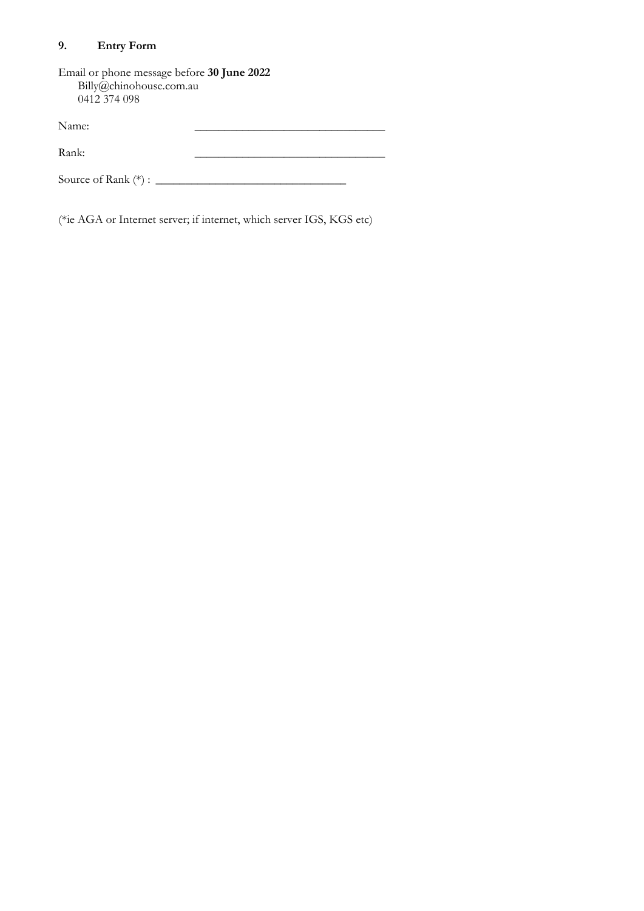## 9. Entry Form

Email or phone message before **30 June 2022**
Billy@chinohouse.com.au
0412 374 098

Name: ________________________________

Rank: ________________________________

Source of Rank (*) : ________________________________

(*ie AGA or Internet server; if internet, which server IGS, KGS etc)